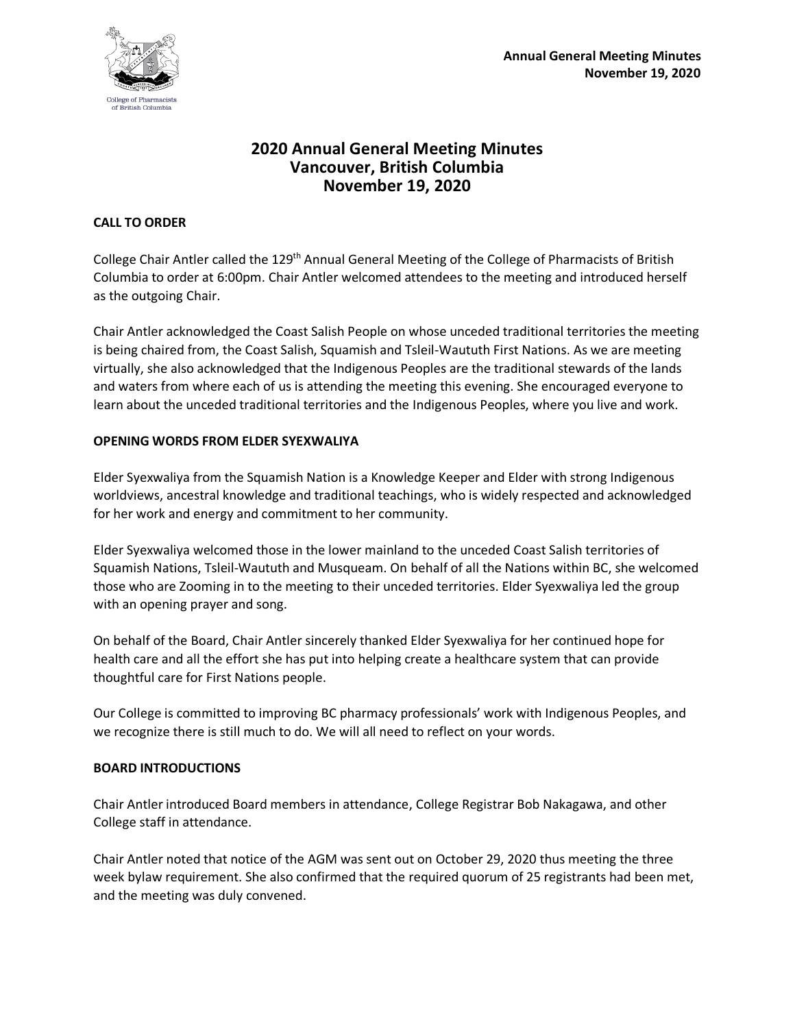# 2020 Annual General Meeting Minutes
# Vancouver, British Columbia
# November 19, 2020

## CALL TO ORDER

College Chair Antler called the 129th Annual General Meeting of the College of Pharmacists of British Columbia to order at 6:00pm. Chair Antler welcomed attendees to the meeting and introduced herself as the outgoing Chair.

Chair Antler acknowledged the Coast Salish People on whose unceded traditional territories the meeting is being chaired from, the Coast Salish, Squamish and Tsleil-Waututh First Nations. As we are meeting virtually, she also acknowledged that the Indigenous Peoples are the traditional stewards of the lands and waters from where each of us is attending the meeting this evening. She encouraged everyone to learn about the unceded traditional territories and the Indigenous Peoples, where you live and work.

## OPENING WORDS FROM ELDER SYEXWALIYA

Elder Syexwaliya from the Squamish Nation is a Knowledge Keeper and Elder with strong Indigenous worldviews, ancestral knowledge and traditional teachings, who is widely respected and acknowledged for her work and energy and commitment to her community.

Elder Syexwaliya welcomed those in the lower mainland to the unceded Coast Salish territories of Squamish Nations, Tsleil-Waututh and Musqueam. On behalf of all the Nations within BC, she welcomed those who are Zooming in to the meeting to their unceded territories. Elder Syexwaliya led the group with an opening prayer and song.

On behalf of the Board, Chair Antler sincerely thanked Elder Syexwaliya for her continued hope for health care and all the effort she has put into helping create a healthcare system that can provide thoughtful care for First Nations people.

Our College is committed to improving BC pharmacy professionals' work with Indigenous Peoples, and we recognize there is still much to do. We will all need to reflect on your words.

## BOARD INTRODUCTIONS

Chair Antler introduced Board members in attendance, College Registrar Bob Nakagawa, and other College staff in attendance.

Chair Antler noted that notice of the AGM was sent out on October 29, 2020 thus meeting the three week bylaw requirement. She also confirmed that the required quorum of 25 registrants had been met, and the meeting was duly convened.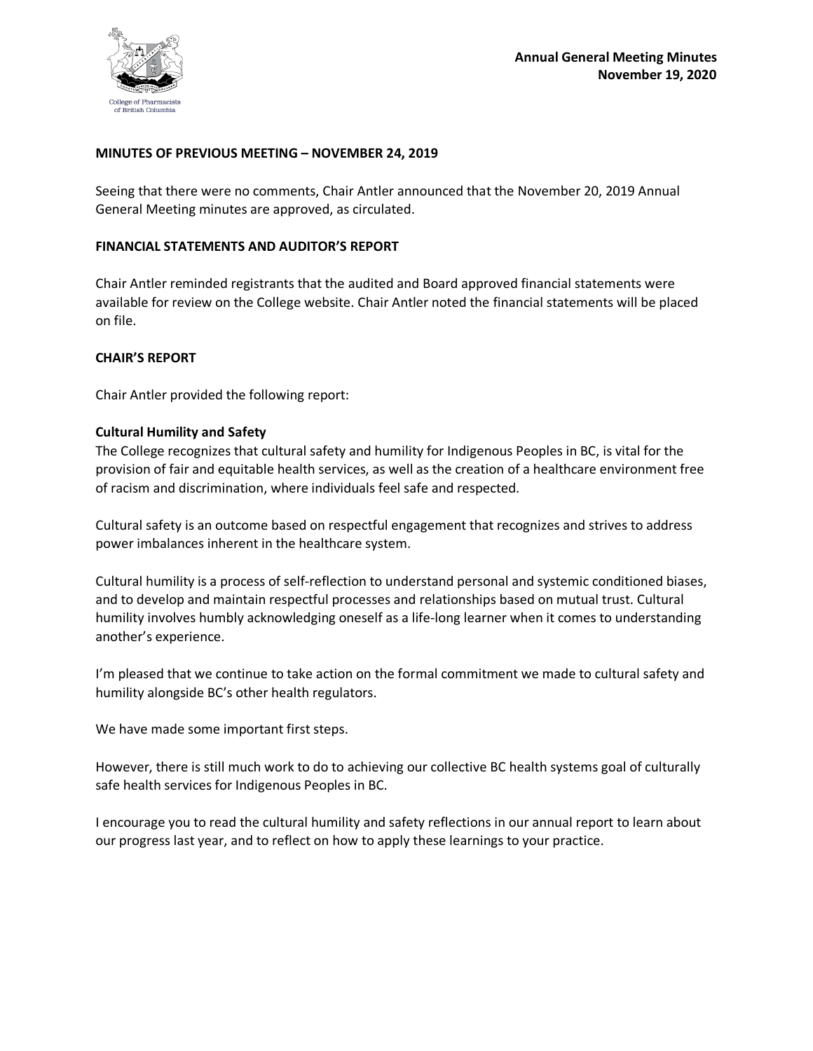## MINUTES OF PREVIOUS MEETING – NOVEMBER 24, 2019

Seeing that there were no comments, Chair Antler announced that the November 20, 2019 Annual General Meeting minutes are approved, as circulated.

## FINANCIAL STATEMENTS AND AUDITOR'S REPORT

Chair Antler reminded registrants that the audited and Board approved financial statements were available for review on the College website. Chair Antler noted the financial statements will be placed on file.

## CHAIR'S REPORT

Chair Antler provided the following report:

### Cultural Humility and Safety

The College recognizes that cultural safety and humility for Indigenous Peoples in BC, is vital for the provision of fair and equitable health services, as well as the creation of a healthcare environment free of racism and discrimination, where individuals feel safe and respected.

Cultural safety is an outcome based on respectful engagement that recognizes and strives to address power imbalances inherent in the healthcare system.

Cultural humility is a process of self-reflection to understand personal and systemic conditioned biases, and to develop and maintain respectful processes and relationships based on mutual trust. Cultural humility involves humbly acknowledging oneself as a life-long learner when it comes to understanding another's experience.

I'm pleased that we continue to take action on the formal commitment we made to cultural safety and humility alongside BC's other health regulators.

We have made some important first steps.

However, there is still much work to do to achieving our collective BC health systems goal of culturally safe health services for Indigenous Peoples in BC.

I encourage you to read the cultural humility and safety reflections in our annual report to learn about our progress last year, and to reflect on how to apply these learnings to your practice.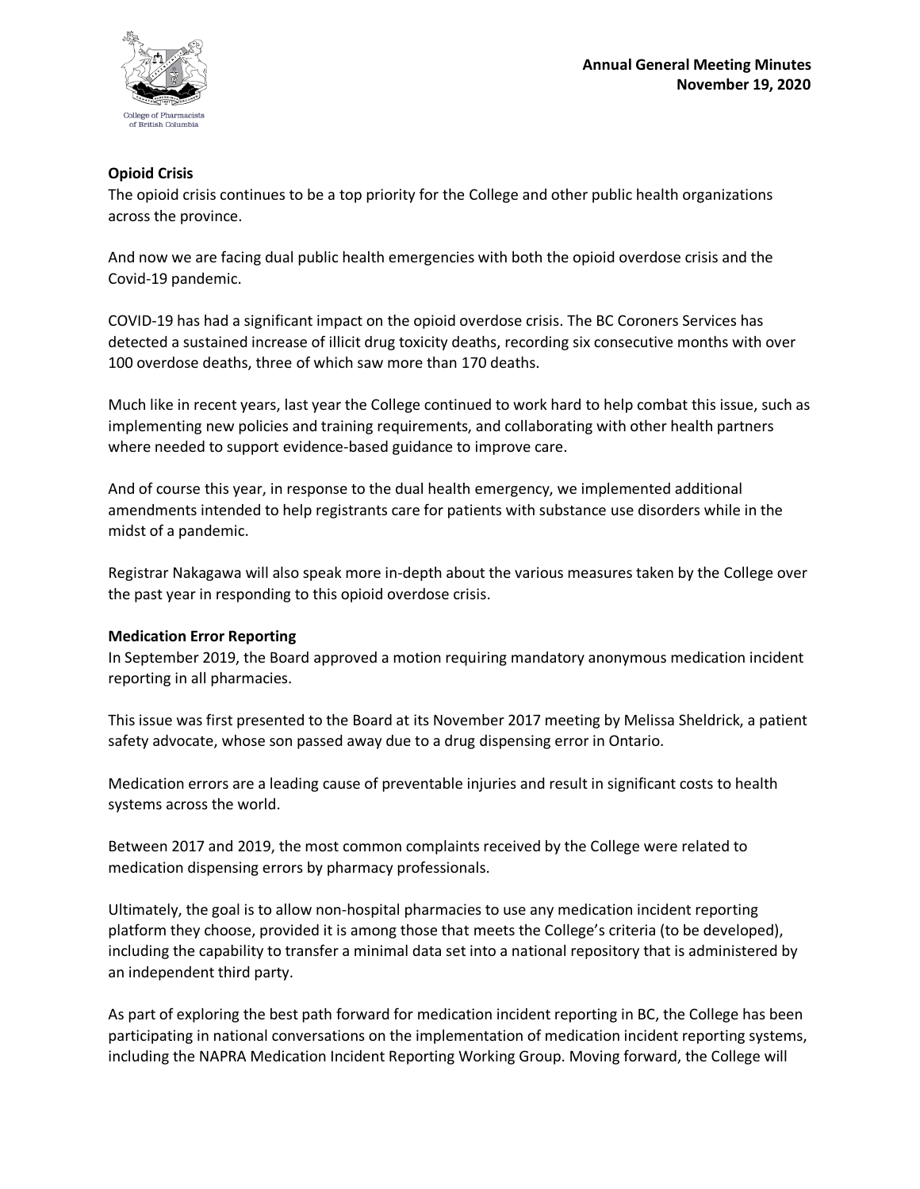**Opioid Crisis**

The opioid crisis continues to be a top priority for the College and other public health organizations across the province.

And now we are facing dual public health emergencies with both the opioid overdose crisis and the Covid-19 pandemic.

COVID-19 has had a significant impact on the opioid overdose crisis. The BC Coroners Services has detected a sustained increase of illicit drug toxicity deaths, recording six consecutive months with over 100 overdose deaths, three of which saw more than 170 deaths.

Much like in recent years, last year the College continued to work hard to help combat this issue, such as implementing new policies and training requirements, and collaborating with other health partners where needed to support evidence-based guidance to improve care.

And of course this year, in response to the dual health emergency, we implemented additional amendments intended to help registrants care for patients with substance use disorders while in the midst of a pandemic.

Registrar Nakagawa will also speak more in-depth about the various measures taken by the College over the past year in responding to this opioid overdose crisis.

**Medication Error Reporting**

In September 2019, the Board approved a motion requiring mandatory anonymous medication incident reporting in all pharmacies.

This issue was first presented to the Board at its November 2017 meeting by Melissa Sheldrick, a patient safety advocate, whose son passed away due to a drug dispensing error in Ontario.

Medication errors are a leading cause of preventable injuries and result in significant costs to health systems across the world.

Between 2017 and 2019, the most common complaints received by the College were related to medication dispensing errors by pharmacy professionals.

Ultimately, the goal is to allow non-hospital pharmacies to use any medication incident reporting platform they choose, provided it is among those that meets the College's criteria (to be developed), including the capability to transfer a minimal data set into a national repository that is administered by an independent third party.

As part of exploring the best path forward for medication incident reporting in BC, the College has been participating in national conversations on the implementation of medication incident reporting systems, including the NAPRA Medication Incident Reporting Working Group. Moving forward, the College will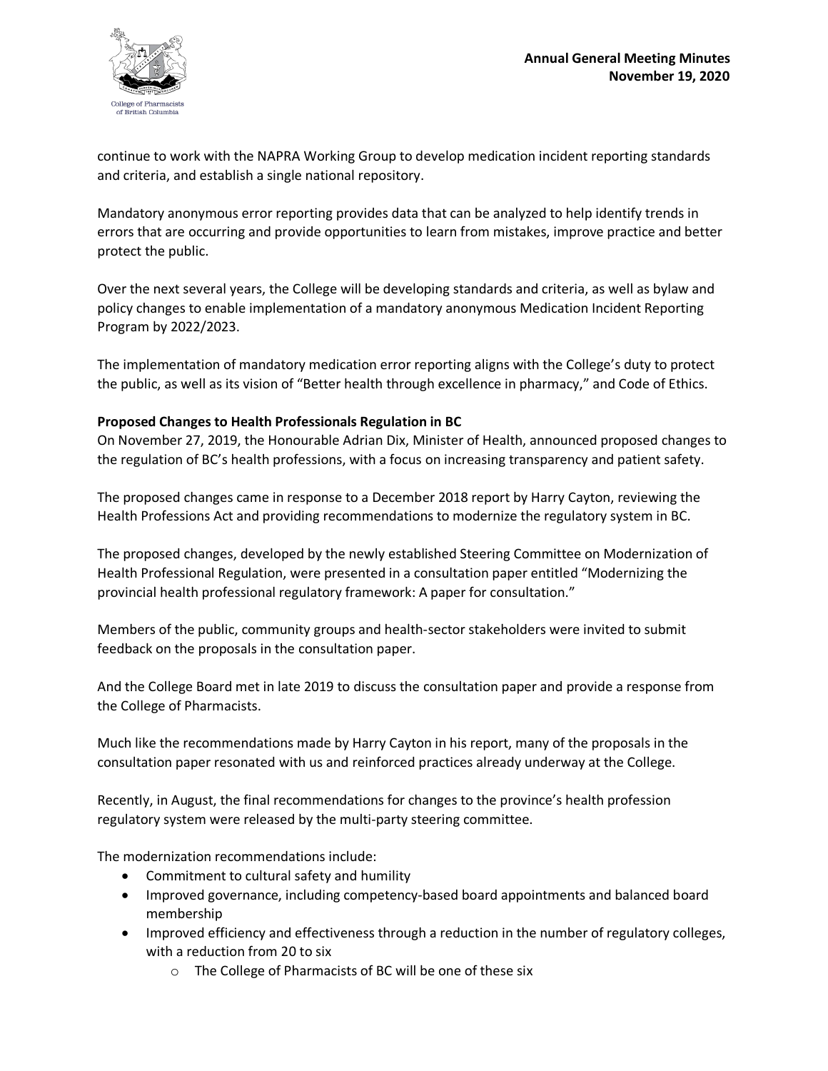continue to work with the NAPRA Working Group to develop medication incident reporting standards and criteria, and establish a single national repository.

Mandatory anonymous error reporting provides data that can be analyzed to help identify trends in errors that are occurring and provide opportunities to learn from mistakes, improve practice and better protect the public.

Over the next several years, the College will be developing standards and criteria, as well as bylaw and policy changes to enable implementation of a mandatory anonymous Medication Incident Reporting Program by 2022/2023.

The implementation of mandatory medication error reporting aligns with the College's duty to protect the public, as well as its vision of "Better health through excellence in pharmacy," and Code of Ethics.

**Proposed Changes to Health Professionals Regulation in BC**

On November 27, 2019, the Honourable Adrian Dix, Minister of Health, announced proposed changes to the regulation of BC's health professions, with a focus on increasing transparency and patient safety.

The proposed changes came in response to a December 2018 report by Harry Cayton, reviewing the Health Professions Act and providing recommendations to modernize the regulatory system in BC.

The proposed changes, developed by the newly established Steering Committee on Modernization of Health Professional Regulation, were presented in a consultation paper entitled "Modernizing the provincial health professional regulatory framework: A paper for consultation."

Members of the public, community groups and health-sector stakeholders were invited to submit feedback on the proposals in the consultation paper.

And the College Board met in late 2019 to discuss the consultation paper and provide a response from the College of Pharmacists.

Much like the recommendations made by Harry Cayton in his report, many of the proposals in the consultation paper resonated with us and reinforced practices already underway at the College.

Recently, in August, the final recommendations for changes to the province's health profession regulatory system were released by the multi-party steering committee.

The modernization recommendations include:

- Commitment to cultural safety and humility
- Improved governance, including competency-based board appointments and balanced board membership
- Improved efficiency and effectiveness through a reduction in the number of regulatory colleges, with a reduction from 20 to six
  - The College of Pharmacists of BC will be one of these six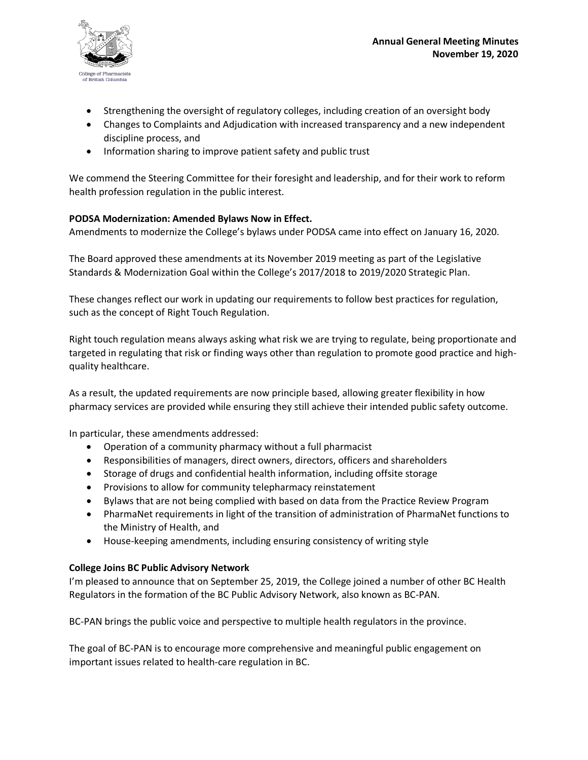- Strengthening the oversight of regulatory colleges, including creation of an oversight body
- Changes to Complaints and Adjudication with increased transparency and a new independent discipline process, and
- Information sharing to improve patient safety and public trust

We commend the Steering Committee for their foresight and leadership, and for their work to reform health profession regulation in the public interest.

**PODSA Modernization: Amended Bylaws Now in Effect.**

Amendments to modernize the College's bylaws under PODSA came into effect on January 16, 2020.

The Board approved these amendments at its November 2019 meeting as part of the Legislative Standards & Modernization Goal within the College's 2017/2018 to 2019/2020 Strategic Plan.

These changes reflect our work in updating our requirements to follow best practices for regulation, such as the concept of Right Touch Regulation.

Right touch regulation means always asking what risk we are trying to regulate, being proportionate and targeted in regulating that risk or finding ways other than regulation to promote good practice and high-quality healthcare.

As a result, the updated requirements are now principle based, allowing greater flexibility in how pharmacy services are provided while ensuring they still achieve their intended public safety outcome.

In particular, these amendments addressed:

- Operation of a community pharmacy without a full pharmacist
- Responsibilities of managers, direct owners, directors, officers and shareholders
- Storage of drugs and confidential health information, including offsite storage
- Provisions to allow for community telepharmacy reinstatement
- Bylaws that are not being complied with based on data from the Practice Review Program
- PharmaNet requirements in light of the transition of administration of PharmaNet functions to the Ministry of Health, and
- House-keeping amendments, including ensuring consistency of writing style

**College Joins BC Public Advisory Network**

I'm pleased to announce that on September 25, 2019, the College joined a number of other BC Health Regulators in the formation of the BC Public Advisory Network, also known as BC-PAN.

BC-PAN brings the public voice and perspective to multiple health regulators in the province.

The goal of BC-PAN is to encourage more comprehensive and meaningful public engagement on important issues related to health-care regulation in BC.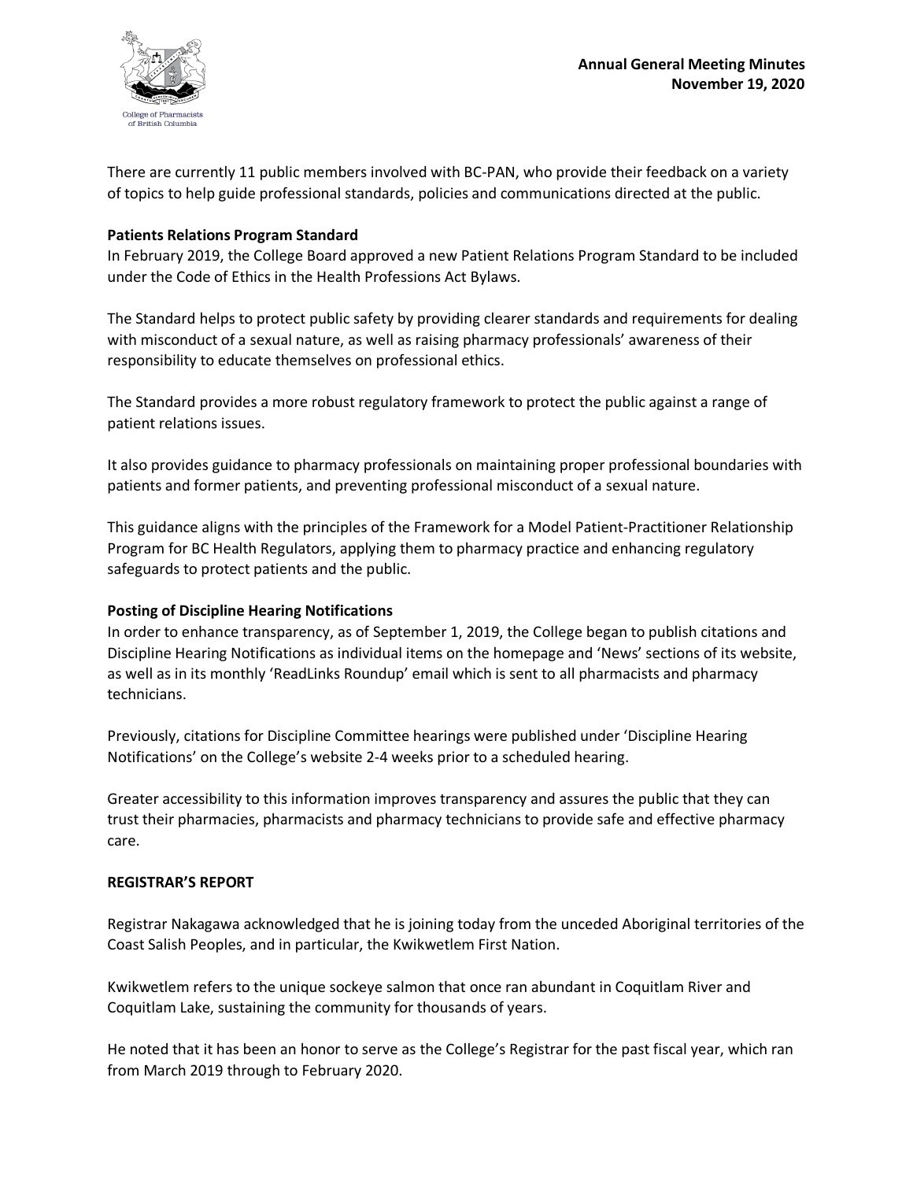There are currently 11 public members involved with BC-PAN, who provide their feedback on a variety of topics to help guide professional standards, policies and communications directed at the public.

**Patients Relations Program Standard**

In February 2019, the College Board approved a new Patient Relations Program Standard to be included under the Code of Ethics in the Health Professions Act Bylaws.

The Standard helps to protect public safety by providing clearer standards and requirements for dealing with misconduct of a sexual nature, as well as raising pharmacy professionals' awareness of their responsibility to educate themselves on professional ethics.

The Standard provides a more robust regulatory framework to protect the public against a range of patient relations issues.

It also provides guidance to pharmacy professionals on maintaining proper professional boundaries with patients and former patients, and preventing professional misconduct of a sexual nature.

This guidance aligns with the principles of the Framework for a Model Patient-Practitioner Relationship Program for BC Health Regulators, applying them to pharmacy practice and enhancing regulatory safeguards to protect patients and the public.

**Posting of Discipline Hearing Notifications**

In order to enhance transparency, as of September 1, 2019, the College began to publish citations and Discipline Hearing Notifications as individual items on the homepage and 'News' sections of its website, as well as in its monthly 'ReadLinks Roundup' email which is sent to all pharmacists and pharmacy technicians.

Previously, citations for Discipline Committee hearings were published under 'Discipline Hearing Notifications' on the College's website 2-4 weeks prior to a scheduled hearing.

Greater accessibility to this information improves transparency and assures the public that they can trust their pharmacies, pharmacists and pharmacy technicians to provide safe and effective pharmacy care.

**REGISTRAR'S REPORT**

Registrar Nakagawa acknowledged that he is joining today from the unceded Aboriginal territories of the Coast Salish Peoples, and in particular, the Kwikwetlem First Nation.

Kwikwetlem refers to the unique sockeye salmon that once ran abundant in Coquitlam River and Coquitlam Lake, sustaining the community for thousands of years.

He noted that it has been an honor to serve as the College's Registrar for the past fiscal year, which ran from March 2019 through to February 2020.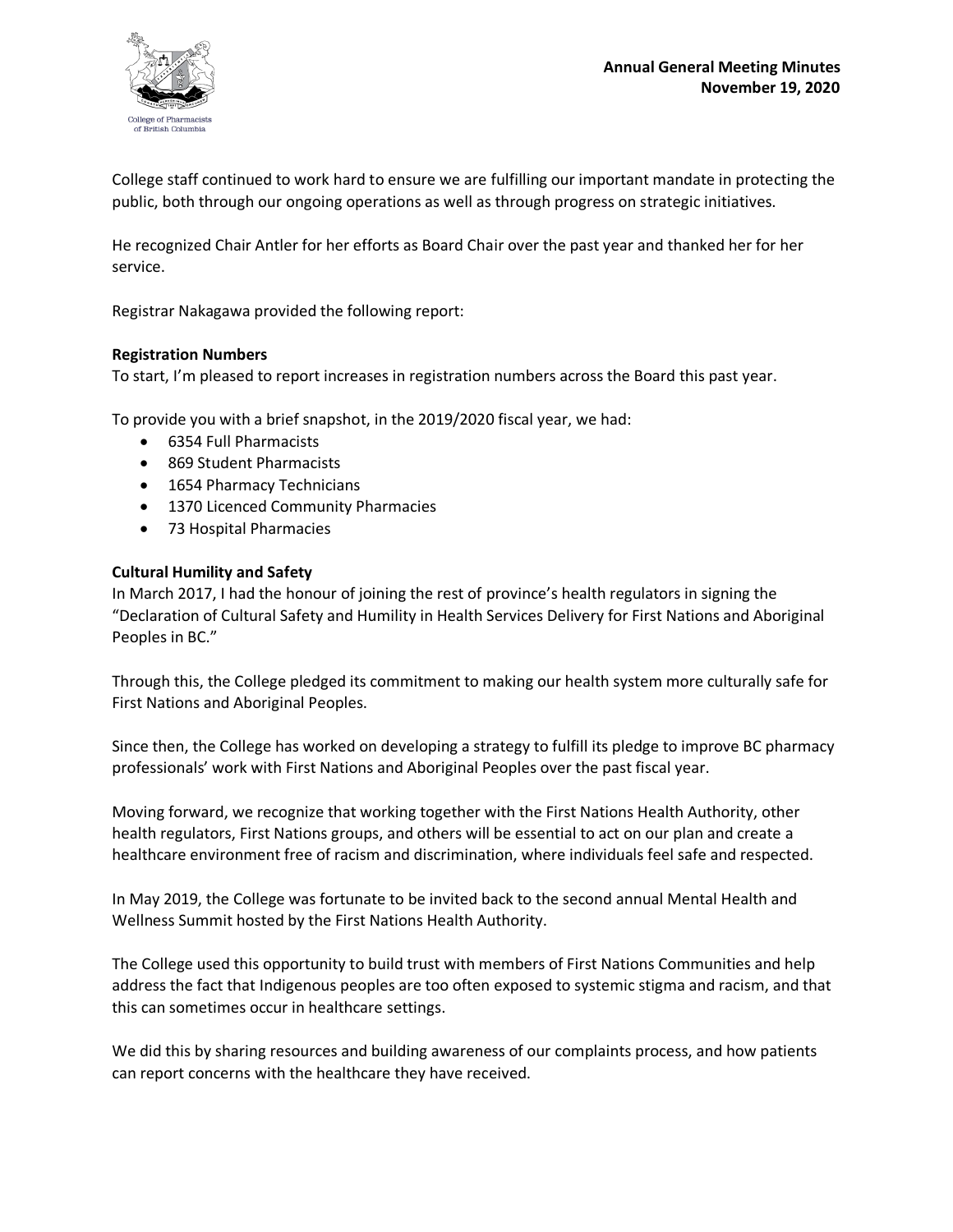College staff continued to work hard to ensure we are fulfilling our important mandate in protecting the public, both through our ongoing operations as well as through progress on strategic initiatives.

He recognized Chair Antler for her efforts as Board Chair over the past year and thanked her for her service.

Registrar Nakagawa provided the following report:

**Registration Numbers**
To start, I'm pleased to report increases in registration numbers across the Board this past year.

To provide you with a brief snapshot, in the 2019/2020 fiscal year, we had:

- 6354 Full Pharmacists
- 869 Student Pharmacists
- 1654 Pharmacy Technicians
- 1370 Licenced Community Pharmacies
- 73 Hospital Pharmacies

**Cultural Humility and Safety**
In March 2017, I had the honour of joining the rest of province's health regulators in signing the "Declaration of Cultural Safety and Humility in Health Services Delivery for First Nations and Aboriginal Peoples in BC."

Through this, the College pledged its commitment to making our health system more culturally safe for First Nations and Aboriginal Peoples.

Since then, the College has worked on developing a strategy to fulfill its pledge to improve BC pharmacy professionals' work with First Nations and Aboriginal Peoples over the past fiscal year.

Moving forward, we recognize that working together with the First Nations Health Authority, other health regulators, First Nations groups, and others will be essential to act on our plan and create a healthcare environment free of racism and discrimination, where individuals feel safe and respected.

In May 2019, the College was fortunate to be invited back to the second annual Mental Health and Wellness Summit hosted by the First Nations Health Authority.

The College used this opportunity to build trust with members of First Nations Communities and help address the fact that Indigenous peoples are too often exposed to systemic stigma and racism, and that this can sometimes occur in healthcare settings.

We did this by sharing resources and building awareness of our complaints process, and how patients can report concerns with the healthcare they have received.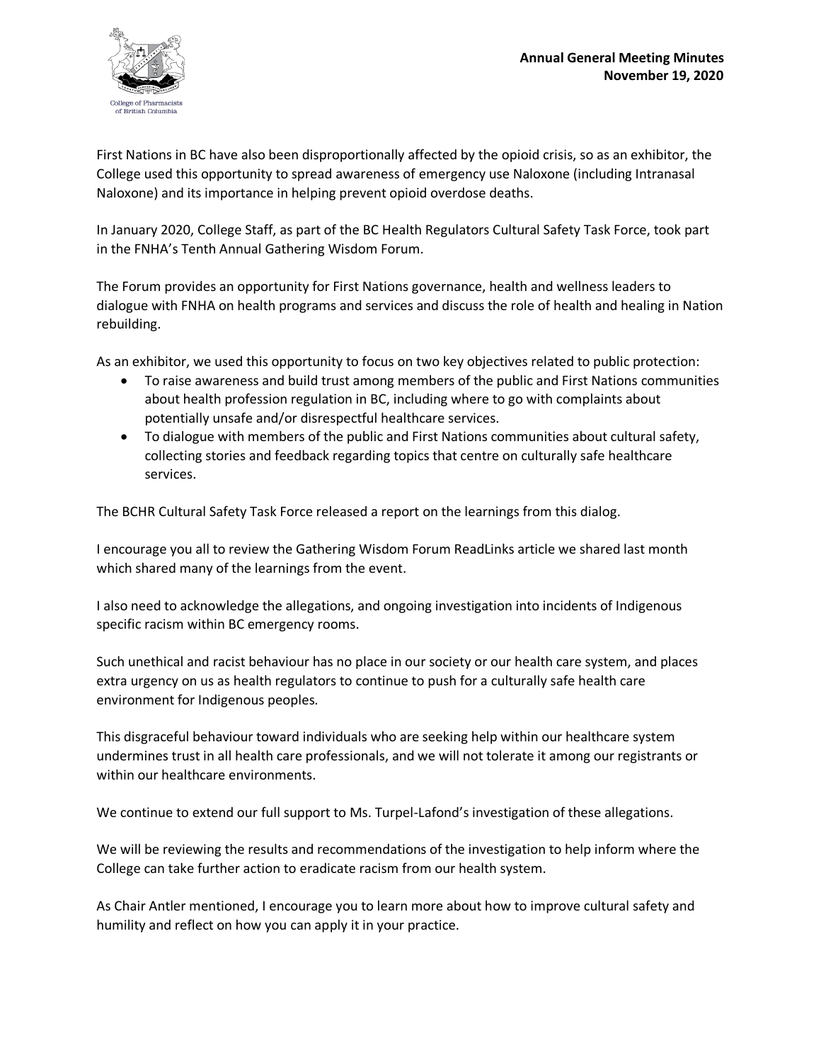First Nations in BC have also been disproportionally affected by the opioid crisis, so as an exhibitor, the College used this opportunity to spread awareness of emergency use Naloxone (including Intranasal Naloxone) and its importance in helping prevent opioid overdose deaths.

In January 2020, College Staff, as part of the BC Health Regulators Cultural Safety Task Force, took part in the FNHA's Tenth Annual Gathering Wisdom Forum.

The Forum provides an opportunity for First Nations governance, health and wellness leaders to dialogue with FNHA on health programs and services and discuss the role of health and healing in Nation rebuilding.

As an exhibitor, we used this opportunity to focus on two key objectives related to public protection:

- To raise awareness and build trust among members of the public and First Nations communities about health profession regulation in BC, including where to go with complaints about potentially unsafe and/or disrespectful healthcare services.
- To dialogue with members of the public and First Nations communities about cultural safety, collecting stories and feedback regarding topics that centre on culturally safe healthcare services.

The BCHR Cultural Safety Task Force released a report on the learnings from this dialog.

I encourage you all to review the Gathering Wisdom Forum ReadLinks article we shared last month which shared many of the learnings from the event.

I also need to acknowledge the allegations, and ongoing investigation into incidents of Indigenous specific racism within BC emergency rooms.

Such unethical and racist behaviour has no place in our society or our health care system, and places extra urgency on us as health regulators to continue to push for a culturally safe health care environment for Indigenous peoples.

This disgraceful behaviour toward individuals who are seeking help within our healthcare system undermines trust in all health care professionals, and we will not tolerate it among our registrants or within our healthcare environments.

We continue to extend our full support to Ms. Turpel-Lafond's investigation of these allegations.

We will be reviewing the results and recommendations of the investigation to help inform where the College can take further action to eradicate racism from our health system.

As Chair Antler mentioned, I encourage you to learn more about how to improve cultural safety and humility and reflect on how you can apply it in your practice.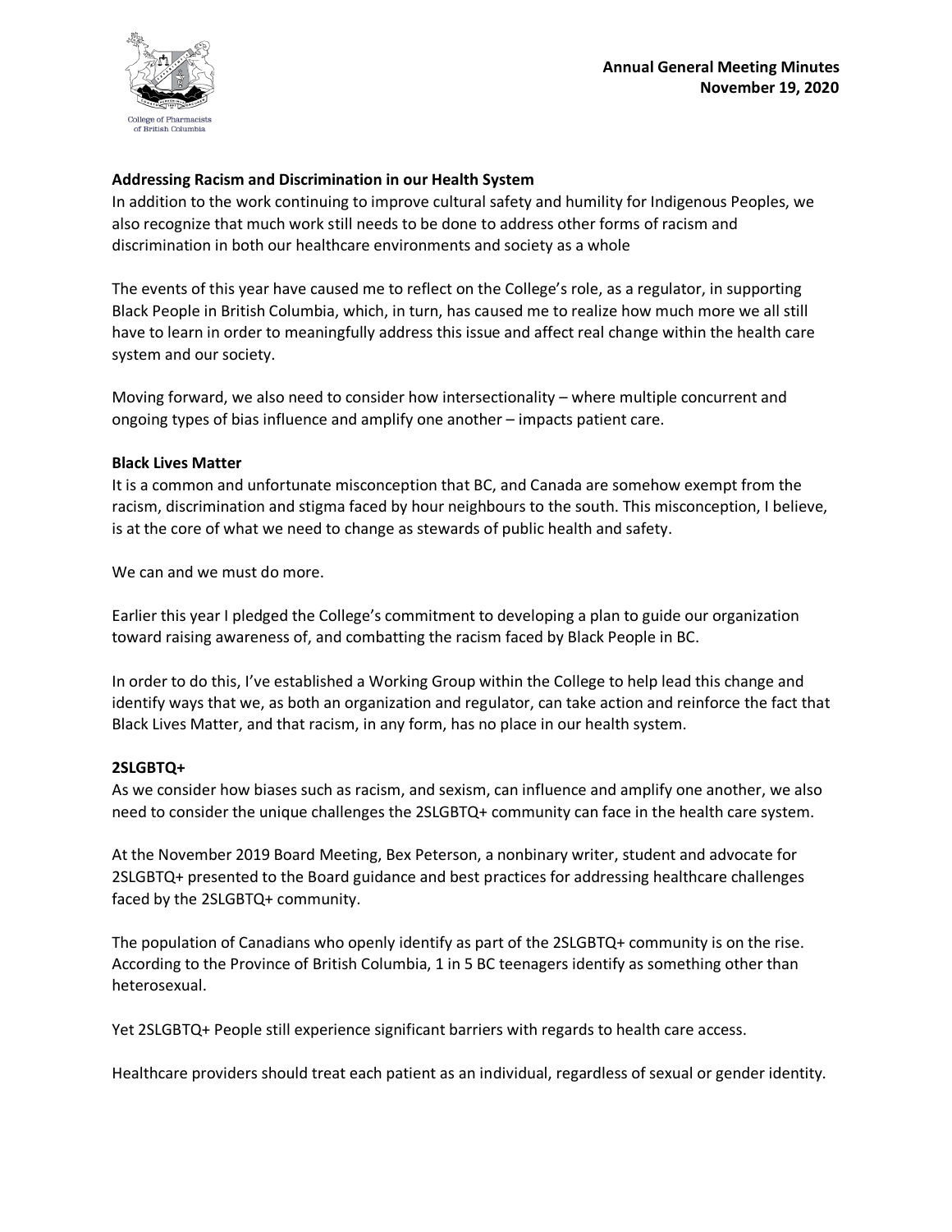**Addressing Racism and Discrimination in our Health System**

In addition to the work continuing to improve cultural safety and humility for Indigenous Peoples, we also recognize that much work still needs to be done to address other forms of racism and discrimination in both our healthcare environments and society as a whole

The events of this year have caused me to reflect on the College's role, as a regulator, in supporting Black People in British Columbia, which, in turn, has caused me to realize how much more we all still have to learn in order to meaningfully address this issue and affect real change within the health care system and our society.

Moving forward, we also need to consider how intersectionality – where multiple concurrent and ongoing types of bias influence and amplify one another – impacts patient care.

**Black Lives Matter**

It is a common and unfortunate misconception that BC, and Canada are somehow exempt from the racism, discrimination and stigma faced by hour neighbours to the south. This misconception, I believe, is at the core of what we need to change as stewards of public health and safety.

We can and we must do more.

Earlier this year I pledged the College's commitment to developing a plan to guide our organization toward raising awareness of, and combatting the racism faced by Black People in BC.

In order to do this, I've established a Working Group within the College to help lead this change and identify ways that we, as both an organization and regulator, can take action and reinforce the fact that Black Lives Matter, and that racism, in any form, has no place in our health system.

**2SLGBTQ+**

As we consider how biases such as racism, and sexism, can influence and amplify one another, we also need to consider the unique challenges the 2SLGBTQ+ community can face in the health care system.

At the November 2019 Board Meeting, Bex Peterson, a nonbinary writer, student and advocate for 2SLGBTQ+ presented to the Board guidance and best practices for addressing healthcare challenges faced by the 2SLGBTQ+ community.

The population of Canadians who openly identify as part of the 2SLGBTQ+ community is on the rise. According to the Province of British Columbia, 1 in 5 BC teenagers identify as something other than heterosexual.

Yet 2SLGBTQ+ People still experience significant barriers with regards to health care access.

Healthcare providers should treat each patient as an individual, regardless of sexual or gender identity.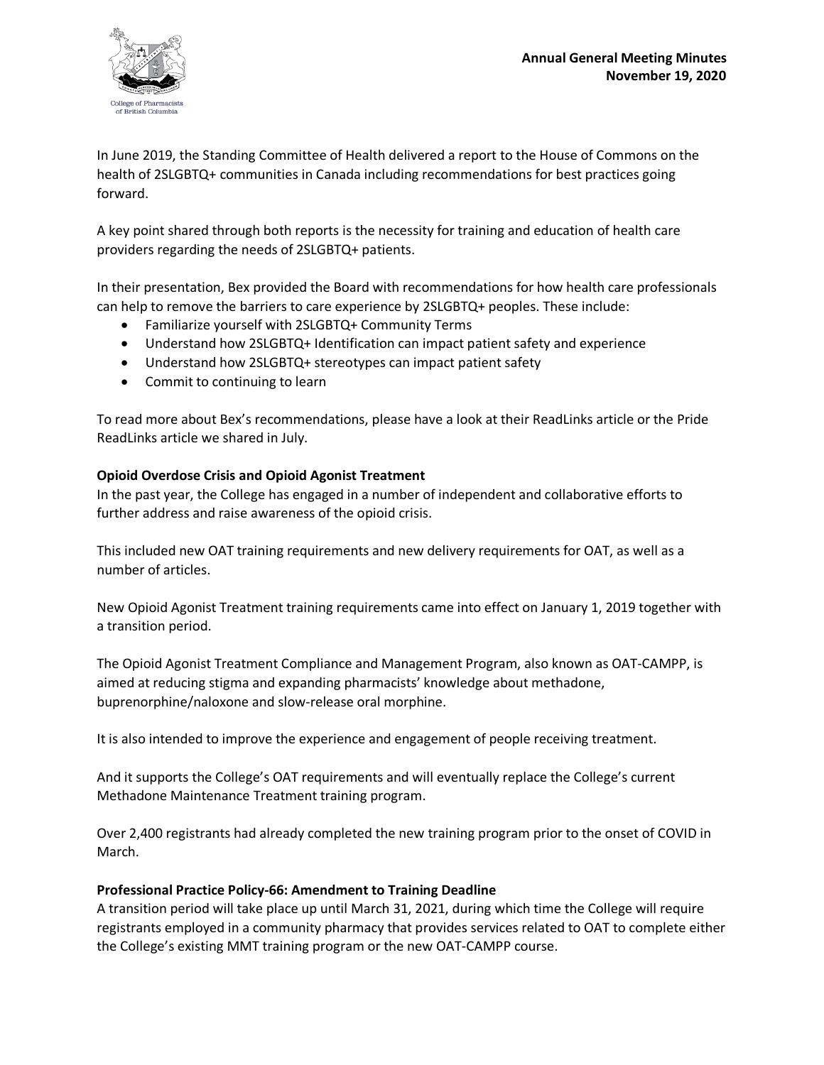In June 2019, the Standing Committee of Health delivered a report to the House of Commons on the health of 2SLGBTQ+ communities in Canada including recommendations for best practices going forward.

A key point shared through both reports is the necessity for training and education of health care providers regarding the needs of 2SLGBTQ+ patients.

In their presentation, Bex provided the Board with recommendations for how health care professionals can help to remove the barriers to care experience by 2SLGBTQ+ peoples. These include:

- Familiarize yourself with 2SLGBTQ+ Community Terms
- Understand how 2SLGBTQ+ Identification can impact patient safety and experience
- Understand how 2SLGBTQ+ stereotypes can impact patient safety
- Commit to continuing to learn

To read more about Bex's recommendations, please have a look at their ReadLinks article or the Pride ReadLinks article we shared in July.

**Opioid Overdose Crisis and Opioid Agonist Treatment**

In the past year, the College has engaged in a number of independent and collaborative efforts to further address and raise awareness of the opioid crisis.

This included new OAT training requirements and new delivery requirements for OAT, as well as a number of articles.

New Opioid Agonist Treatment training requirements came into effect on January 1, 2019 together with a transition period.

The Opioid Agonist Treatment Compliance and Management Program, also known as OAT-CAMPP, is aimed at reducing stigma and expanding pharmacists' knowledge about methadone, buprenorphine/naloxone and slow-release oral morphine.

It is also intended to improve the experience and engagement of people receiving treatment.

And it supports the College's OAT requirements and will eventually replace the College's current Methadone Maintenance Treatment training program.

Over 2,400 registrants had already completed the new training program prior to the onset of COVID in March.

**Professional Practice Policy-66: Amendment to Training Deadline**

A transition period will take place up until March 31, 2021, during which time the College will require registrants employed in a community pharmacy that provides services related to OAT to complete either the College's existing MMT training program or the new OAT-CAMPP course.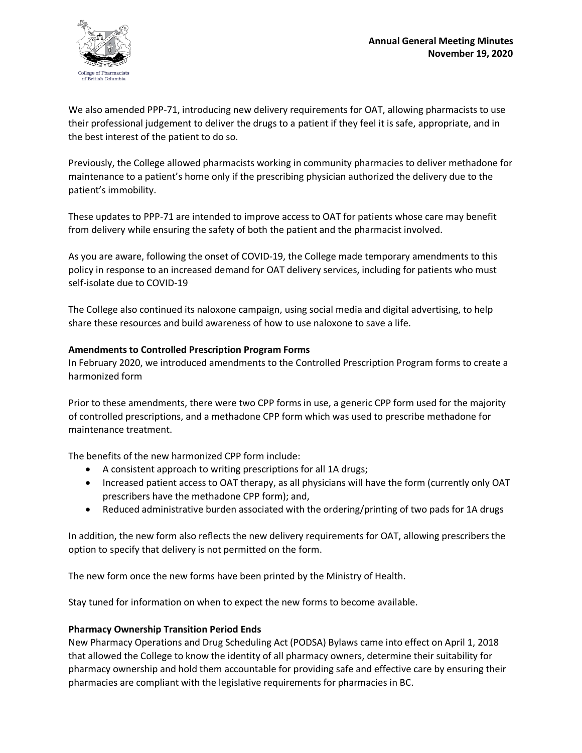We also amended PPP-71, introducing new delivery requirements for OAT, allowing pharmacists to use their professional judgement to deliver the drugs to a patient if they feel it is safe, appropriate, and in the best interest of the patient to do so.

Previously, the College allowed pharmacists working in community pharmacies to deliver methadone for maintenance to a patient's home only if the prescribing physician authorized the delivery due to the patient's immobility.

These updates to PPP-71 are intended to improve access to OAT for patients whose care may benefit from delivery while ensuring the safety of both the patient and the pharmacist involved.

As you are aware, following the onset of COVID-19, the College made temporary amendments to this policy in response to an increased demand for OAT delivery services, including for patients who must self-isolate due to COVID-19

The College also continued its naloxone campaign, using social media and digital advertising, to help share these resources and build awareness of how to use naloxone to save a life.

**Amendments to Controlled Prescription Program Forms**

In February 2020, we introduced amendments to the Controlled Prescription Program forms to create a harmonized form

Prior to these amendments, there were two CPP forms in use, a generic CPP form used for the majority of controlled prescriptions, and a methadone CPP form which was used to prescribe methadone for maintenance treatment.

The benefits of the new harmonized CPP form include:

- A consistent approach to writing prescriptions for all 1A drugs;
- Increased patient access to OAT therapy, as all physicians will have the form (currently only OAT prescribers have the methadone CPP form); and,
- Reduced administrative burden associated with the ordering/printing of two pads for 1A drugs

In addition, the new form also reflects the new delivery requirements for OAT, allowing prescribers the option to specify that delivery is not permitted on the form.

The new form once the new forms have been printed by the Ministry of Health.

Stay tuned for information on when to expect the new forms to become available.

**Pharmacy Ownership Transition Period Ends**

New Pharmacy Operations and Drug Scheduling Act (PODSA) Bylaws came into effect on April 1, 2018 that allowed the College to know the identity of all pharmacy owners, determine their suitability for pharmacy ownership and hold them accountable for providing safe and effective care by ensuring their pharmacies are compliant with the legislative requirements for pharmacies in BC.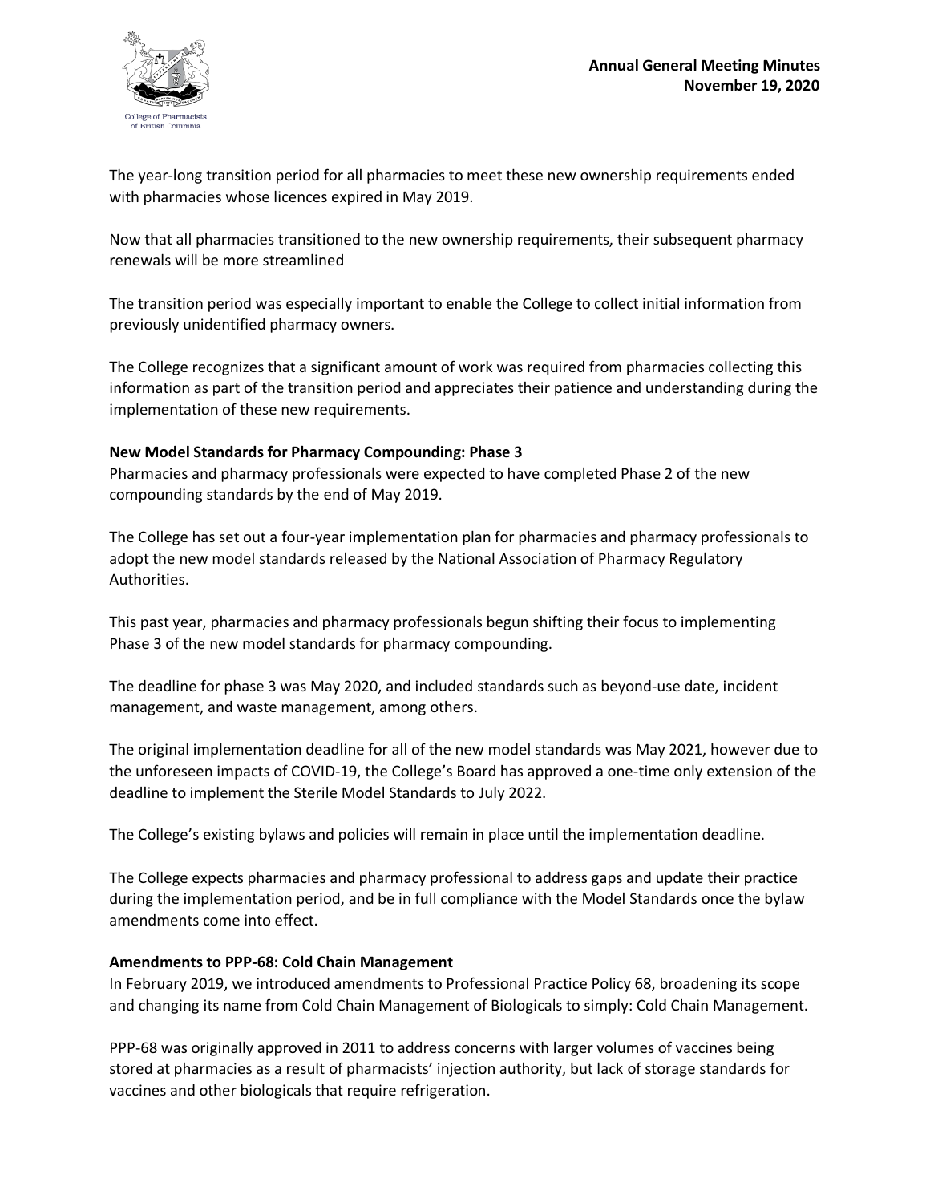The year-long transition period for all pharmacies to meet these new ownership requirements ended with pharmacies whose licences expired in May 2019.

Now that all pharmacies transitioned to the new ownership requirements, their subsequent pharmacy renewals will be more streamlined

The transition period was especially important to enable the College to collect initial information from previously unidentified pharmacy owners.

The College recognizes that a significant amount of work was required from pharmacies collecting this information as part of the transition period and appreciates their patience and understanding during the implementation of these new requirements.

**New Model Standards for Pharmacy Compounding: Phase 3**

Pharmacies and pharmacy professionals were expected to have completed Phase 2 of the new compounding standards by the end of May 2019.

The College has set out a four-year implementation plan for pharmacies and pharmacy professionals to adopt the new model standards released by the National Association of Pharmacy Regulatory Authorities.

This past year, pharmacies and pharmacy professionals begun shifting their focus to implementing Phase 3 of the new model standards for pharmacy compounding.

The deadline for phase 3 was May 2020, and included standards such as beyond-use date, incident management, and waste management, among others.

The original implementation deadline for all of the new model standards was May 2021, however due to the unforeseen impacts of COVID-19, the College's Board has approved a one-time only extension of the deadline to implement the Sterile Model Standards to July 2022.

The College's existing bylaws and policies will remain in place until the implementation deadline.

The College expects pharmacies and pharmacy professional to address gaps and update their practice during the implementation period, and be in full compliance with the Model Standards once the bylaw amendments come into effect.

**Amendments to PPP-68: Cold Chain Management**

In February 2019, we introduced amendments to Professional Practice Policy 68, broadening its scope and changing its name from Cold Chain Management of Biologicals to simply: Cold Chain Management.

PPP-68 was originally approved in 2011 to address concerns with larger volumes of vaccines being stored at pharmacies as a result of pharmacists' injection authority, but lack of storage standards for vaccines and other biologicals that require refrigeration.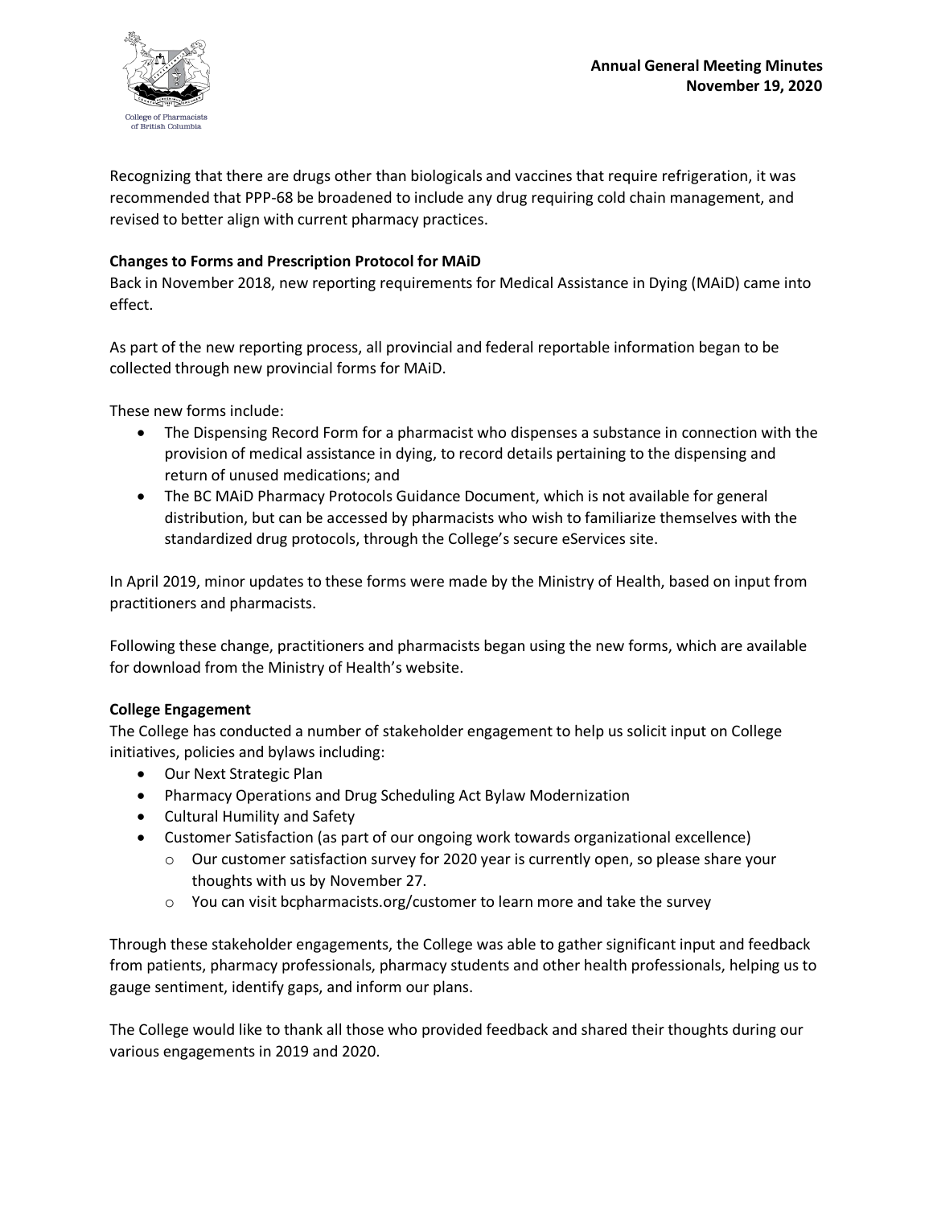Recognizing that there are drugs other than biologicals and vaccines that require refrigeration, it was recommended that PPP-68 be broadened to include any drug requiring cold chain management, and revised to better align with current pharmacy practices.

**Changes to Forms and Prescription Protocol for MAiD**

Back in November 2018, new reporting requirements for Medical Assistance in Dying (MAiD) came into effect.

As part of the new reporting process, all provincial and federal reportable information began to be collected through new provincial forms for MAiD.

These new forms include:

- The Dispensing Record Form for a pharmacist who dispenses a substance in connection with the provision of medical assistance in dying, to record details pertaining to the dispensing and return of unused medications; and
- The BC MAiD Pharmacy Protocols Guidance Document, which is not available for general distribution, but can be accessed by pharmacists who wish to familiarize themselves with the standardized drug protocols, through the College's secure eServices site.

In April 2019, minor updates to these forms were made by the Ministry of Health, based on input from practitioners and pharmacists.

Following these change, practitioners and pharmacists began using the new forms, which are available for download from the Ministry of Health's website.

**College Engagement**

The College has conducted a number of stakeholder engagement to help us solicit input on College initiatives, policies and bylaws including:

- Our Next Strategic Plan
- Pharmacy Operations and Drug Scheduling Act Bylaw Modernization
- Cultural Humility and Safety
- Customer Satisfaction (as part of our ongoing work towards organizational excellence)
  - Our customer satisfaction survey for 2020 year is currently open, so please share your thoughts with us by November 27.
  - You can visit bcpharmacists.org/customer to learn more and take the survey

Through these stakeholder engagements, the College was able to gather significant input and feedback from patients, pharmacy professionals, pharmacy students and other health professionals, helping us to gauge sentiment, identify gaps, and inform our plans.

The College would like to thank all those who provided feedback and shared their thoughts during our various engagements in 2019 and 2020.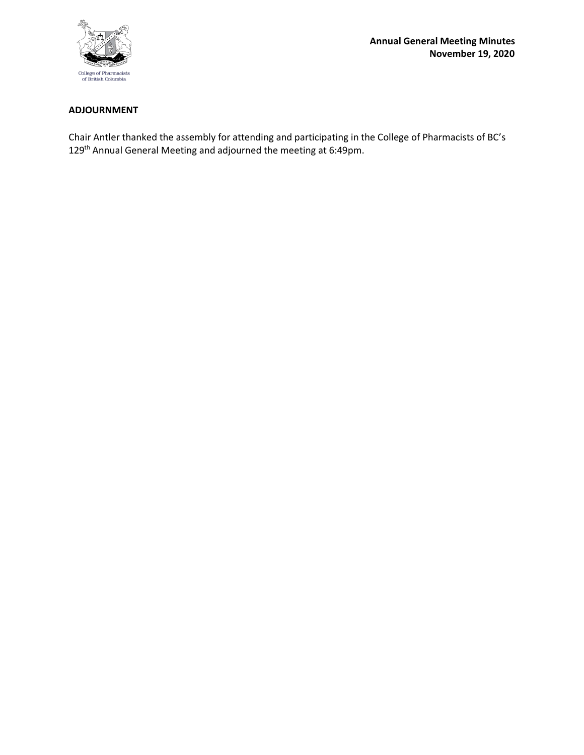## ADJOURNMENT

Chair Antler thanked the assembly for attending and participating in the College of Pharmacists of BC's 129th Annual General Meeting and adjourned the meeting at 6:49pm.